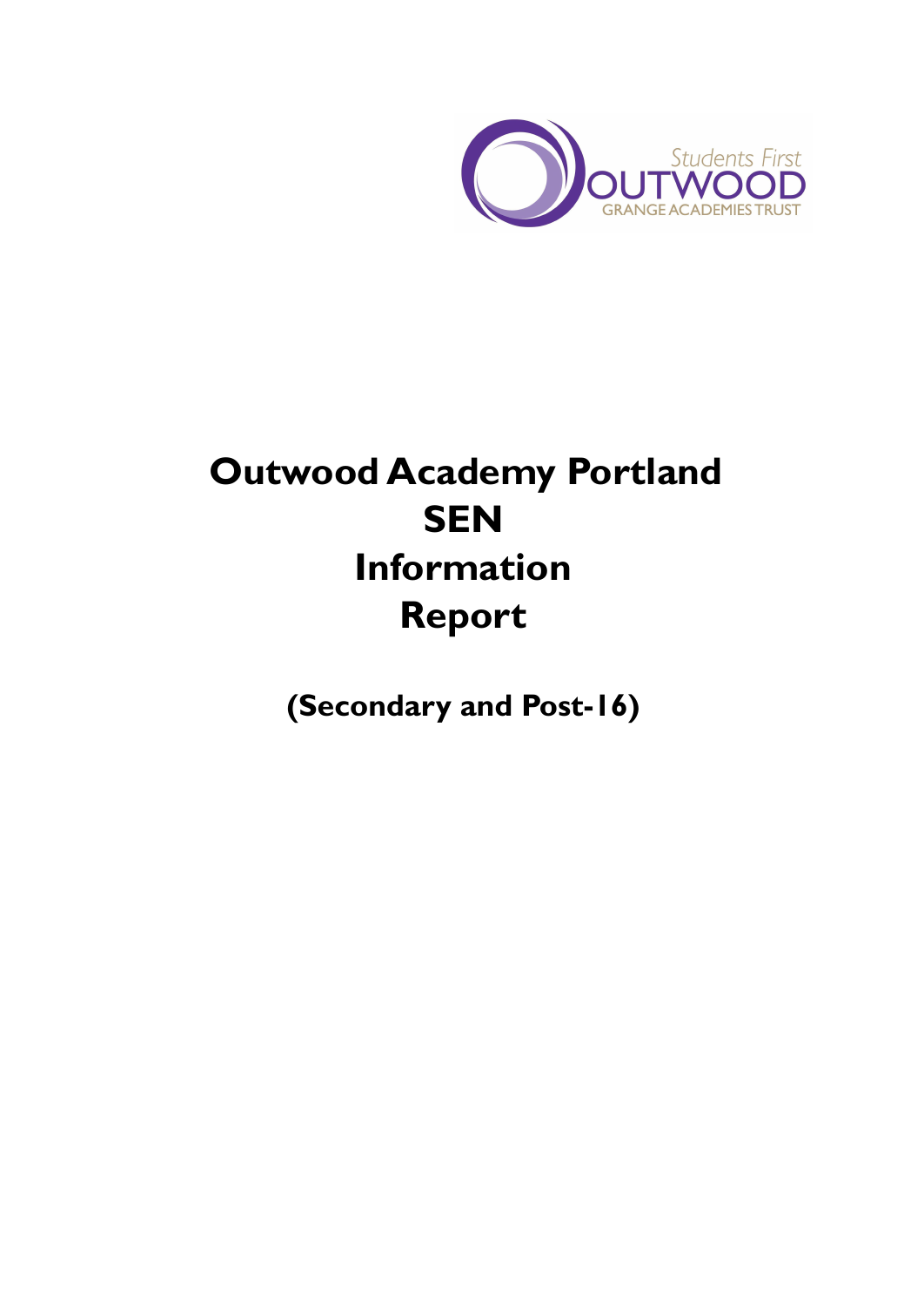Students First
OUTWOOD
GRANGE ACADEMIES TRUST

# Outwood Academy Portland SEN Information Report

**(Secondary and Post-16)**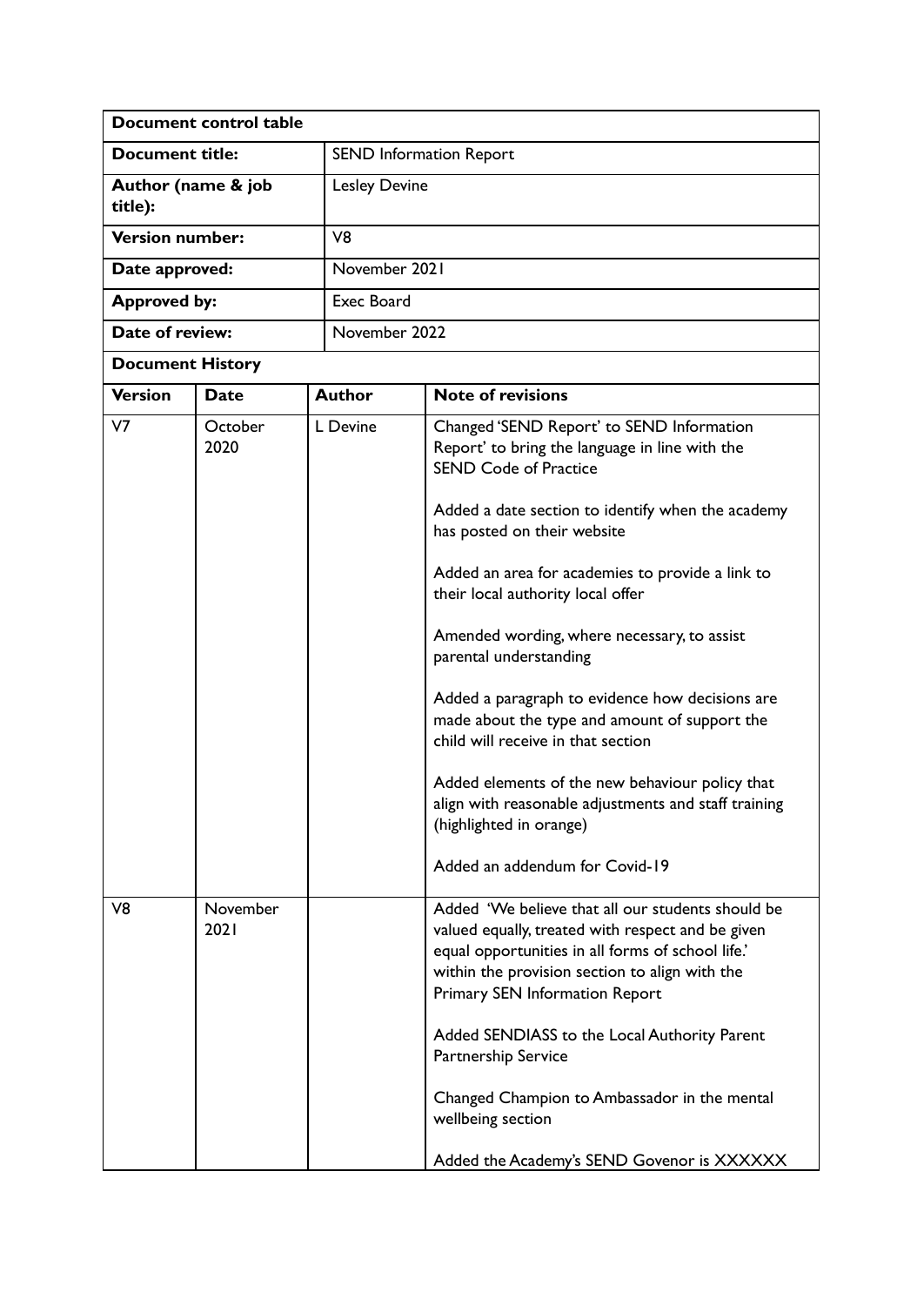| **Document control table** | |
| --- | --- |
| **Document title:** | SEND Information Report |
| **Author (name & job title):** | Lesley Devine |
| **Version number:** | V8 |
| **Date approved:** | November 2021 |
| **Approved by:** | Exec Board |
| **Date of review:** | November 2022 |

**Document History**

| **Version** | **Date** | **Author** | **Note of revisions** |
| --- | --- | --- | --- |
| V7 | October 2020 | L Devine | Changed 'SEND Report' to SEND Information Report' to bring the language in line with the SEND Code of Practice<br><br>Added a date section to identify when the academy has posted on their website<br><br>Added an area for academies to provide a link to their local authority local offer<br><br>Amended wording, where necessary, to assist parental understanding<br><br>Added a paragraph to evidence how decisions are made about the type and amount of support the child will receive in that section<br><br>Added elements of the new behaviour policy that align with reasonable adjustments and staff training (highlighted in orange)<br><br>Added an addendum for Covid-19 |
| V8 | November 2021 | | Added 'We believe that all our students should be valued equally, treated with respect and be given equal opportunities in all forms of school life.' within the provision section to align with the Primary SEN Information Report<br><br>Added SENDIASS to the Local Authority Parent Partnership Service<br><br>Changed Champion to Ambassador in the mental wellbeing section<br><br>Added the Academy's SEND Govenor is XXXXXX |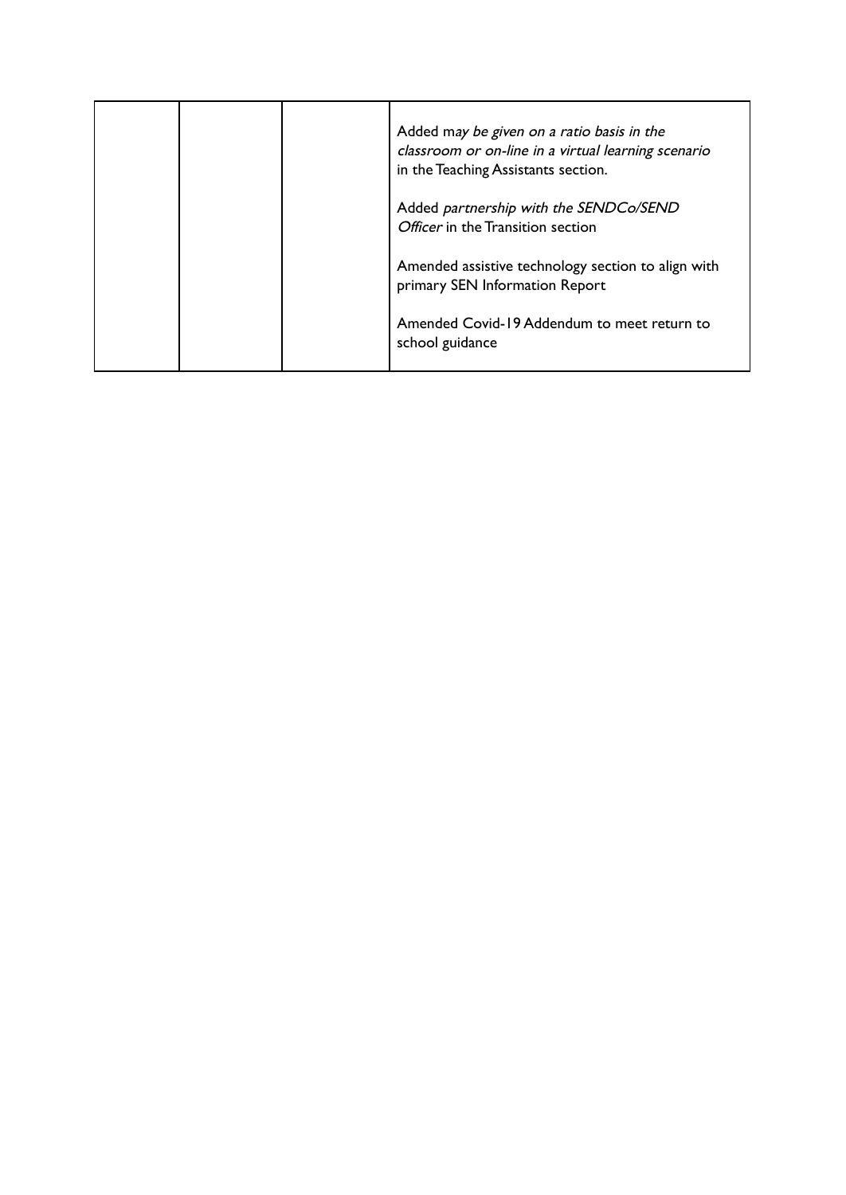| | | | |
|---|---|---|---|
| | | | Added m*ay be given on a ratio basis in the classroom or on-line in a virtual learning scenario* in the Teaching Assistants section.<br><br>Added *partnership with the SENDCo/SEND Officer* in the Transition section<br><br>Amended assistive technology section to align with primary SEN Information Report<br><br>Amended Covid-19 Addendum to meet return to school guidance |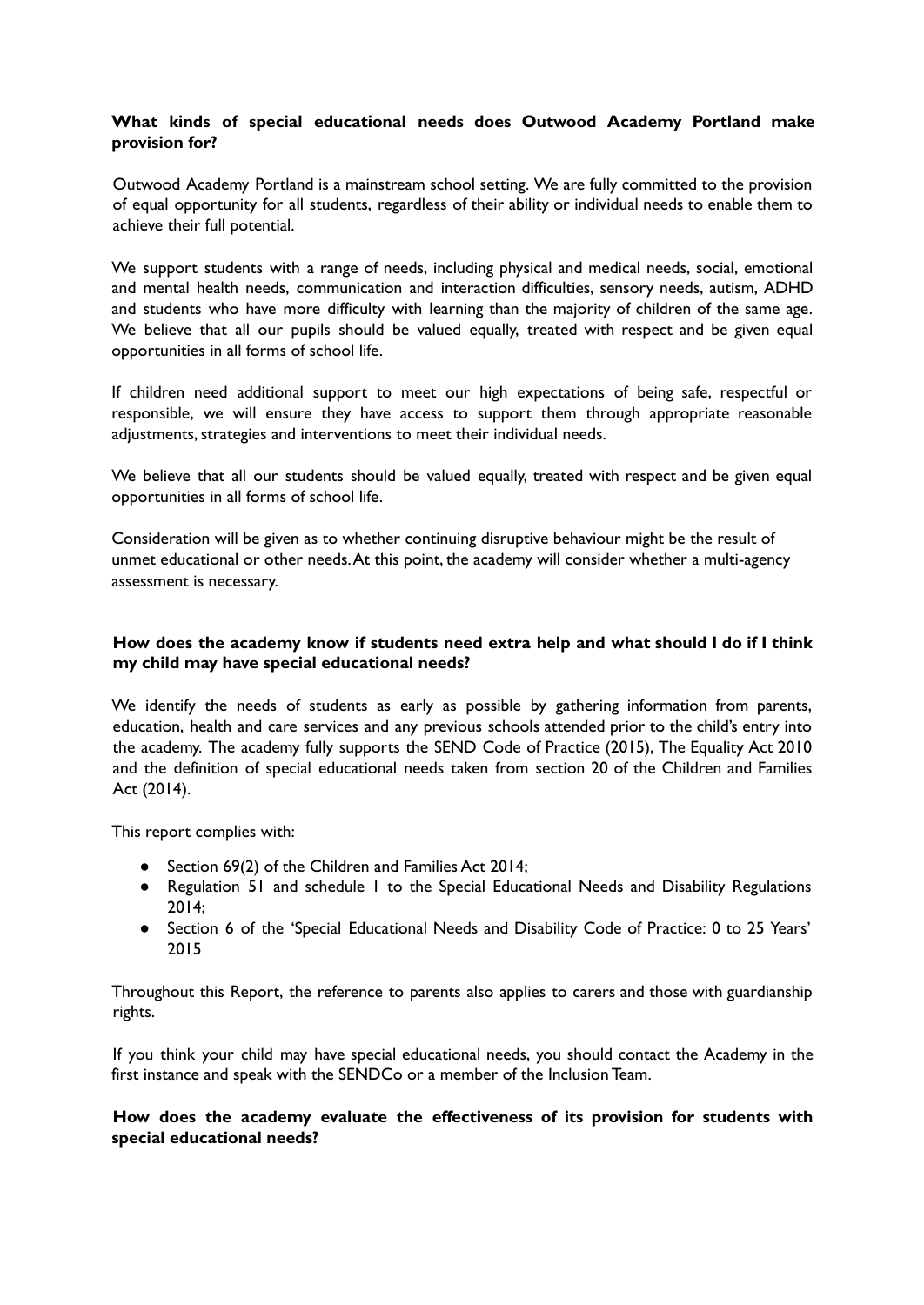**What kinds of special educational needs does Outwood Academy Portland make provision for?**

Outwood Academy Portland is a mainstream school setting. We are fully committed to the provision of equal opportunity for all students, regardless of their ability or individual needs to enable them to achieve their full potential.

We support students with a range of needs, including physical and medical needs, social, emotional and mental health needs, communication and interaction difficulties, sensory needs, autism, ADHD and students who have more difficulty with learning than the majority of children of the same age. We believe that all our pupils should be valued equally, treated with respect and be given equal opportunities in all forms of school life.

If children need additional support to meet our high expectations of being safe, respectful or responsible, we will ensure they have access to support them through appropriate reasonable adjustments, strategies and interventions to meet their individual needs.

We believe that all our students should be valued equally, treated with respect and be given equal opportunities in all forms of school life.

Consideration will be given as to whether continuing disruptive behaviour might be the result of unmet educational or other needs. At this point, the academy will consider whether a multi-agency assessment is necessary.

**How does the academy know if students need extra help and what should I do if I think my child may have special educational needs?**

We identify the needs of students as early as possible by gathering information from parents, education, health and care services and any previous schools attended prior to the child's entry into the academy. The academy fully supports the SEND Code of Practice (2015), The Equality Act 2010 and the definition of special educational needs taken from section 20 of the Children and Families Act (2014).

This report complies with:

- Section 69(2) of the Children and Families Act 2014;
- Regulation 51 and schedule 1 to the Special Educational Needs and Disability Regulations 2014;
- Section 6 of the 'Special Educational Needs and Disability Code of Practice: 0 to 25 Years' 2015

Throughout this Report, the reference to parents also applies to carers and those with guardianship rights.

If you think your child may have special educational needs, you should contact the Academy in the first instance and speak with the SENDCo or a member of the Inclusion Team.

**How does the academy evaluate the effectiveness of its provision for students with special educational needs?**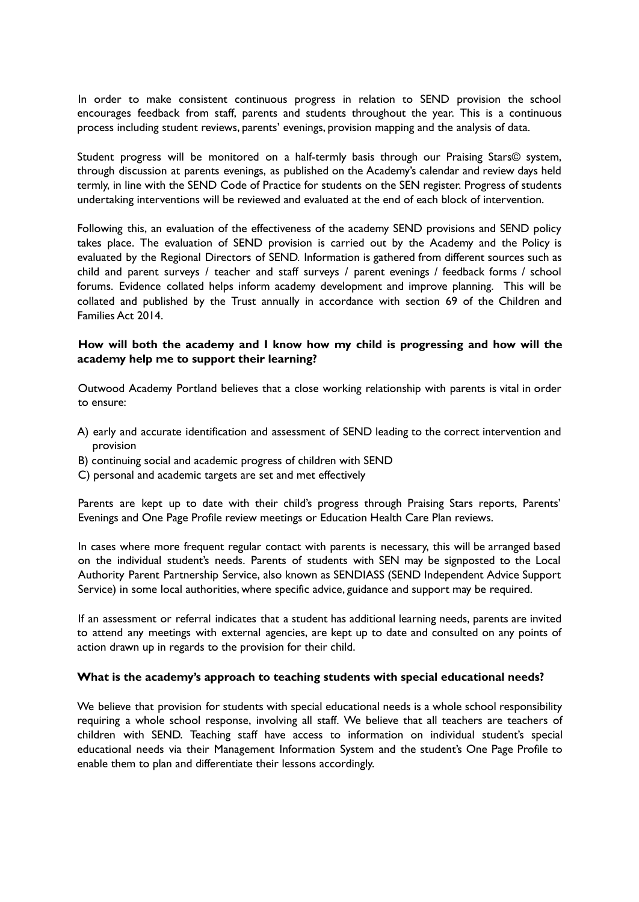In order to make consistent continuous progress in relation to SEND provision the school encourages feedback from staff, parents and students throughout the year. This is a continuous process including student reviews, parents' evenings, provision mapping and the analysis of data.

Student progress will be monitored on a half-termly basis through our Praising Stars© system, through discussion at parents evenings, as published on the Academy's calendar and review days held termly, in line with the SEND Code of Practice for students on the SEN register. Progress of students undertaking interventions will be reviewed and evaluated at the end of each block of intervention.

Following this, an evaluation of the effectiveness of the academy SEND provisions and SEND policy takes place. The evaluation of SEND provision is carried out by the Academy and the Policy is evaluated by the Regional Directors of SEND. Information is gathered from different sources such as child and parent surveys / teacher and staff surveys / parent evenings / feedback forms / school forums. Evidence collated helps inform academy development and improve planning. This will be collated and published by the Trust annually in accordance with section 69 of the Children and Families Act 2014.

**How will both the academy and I know how my child is progressing and how will the academy help me to support their learning?**

Outwood Academy Portland believes that a close working relationship with parents is vital in order to ensure:

A) early and accurate identification and assessment of SEND leading to the correct intervention and provision
B) continuing social and academic progress of children with SEND
C) personal and academic targets are set and met effectively

Parents are kept up to date with their child's progress through Praising Stars reports, Parents' Evenings and One Page Profile review meetings or Education Health Care Plan reviews.

In cases where more frequent regular contact with parents is necessary, this will be arranged based on the individual student's needs. Parents of students with SEN may be signposted to the Local Authority Parent Partnership Service, also known as SENDIASS (SEND Independent Advice Support Service) in some local authorities, where specific advice, guidance and support may be required.

If an assessment or referral indicates that a student has additional learning needs, parents are invited to attend any meetings with external agencies, are kept up to date and consulted on any points of action drawn up in regards to the provision for their child.

**What is the academy's approach to teaching students with special educational needs?**

We believe that provision for students with special educational needs is a whole school responsibility requiring a whole school response, involving all staff. We believe that all teachers are teachers of children with SEND. Teaching staff have access to information on individual student's special educational needs via their Management Information System and the student's One Page Profile to enable them to plan and differentiate their lessons accordingly.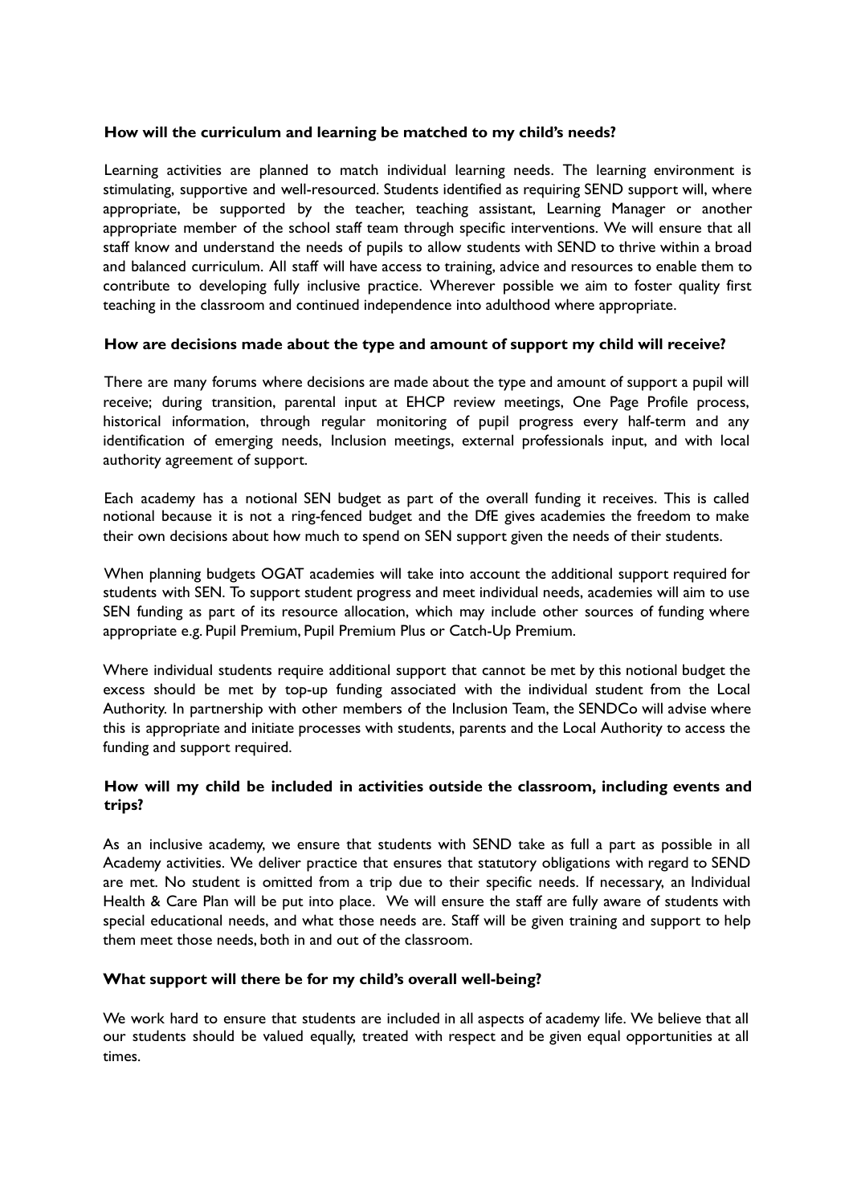### How will the curriculum and learning be matched to my child's needs?

Learning activities are planned to match individual learning needs. The learning environment is stimulating, supportive and well-resourced. Students identified as requiring SEND support will, where appropriate, be supported by the teacher, teaching assistant, Learning Manager or another appropriate member of the school staff team through specific interventions. We will ensure that all staff know and understand the needs of pupils to allow students with SEND to thrive within a broad and balanced curriculum. All staff will have access to training, advice and resources to enable them to contribute to developing fully inclusive practice. Wherever possible we aim to foster quality first teaching in the classroom and continued independence into adulthood where appropriate.

### How are decisions made about the type and amount of support my child will receive?

There are many forums where decisions are made about the type and amount of support a pupil will receive; during transition, parental input at EHCP review meetings, One Page Profile process, historical information, through regular monitoring of pupil progress every half-term and any identification of emerging needs, Inclusion meetings, external professionals input, and with local authority agreement of support.

Each academy has a notional SEN budget as part of the overall funding it receives. This is called notional because it is not a ring-fenced budget and the DfE gives academies the freedom to make their own decisions about how much to spend on SEN support given the needs of their students.

When planning budgets OGAT academies will take into account the additional support required for students with SEN. To support student progress and meet individual needs, academies will aim to use SEN funding as part of its resource allocation, which may include other sources of funding where appropriate e.g. Pupil Premium, Pupil Premium Plus or Catch-Up Premium.

Where individual students require additional support that cannot be met by this notional budget the excess should be met by top-up funding associated with the individual student from the Local Authority. In partnership with other members of the Inclusion Team, the SENDCo will advise where this is appropriate and initiate processes with students, parents and the Local Authority to access the funding and support required.

### How will my child be included in activities outside the classroom, including events and trips?

As an inclusive academy, we ensure that students with SEND take as full a part as possible in all Academy activities. We deliver practice that ensures that statutory obligations with regard to SEND are met. No student is omitted from a trip due to their specific needs. If necessary, an Individual Health & Care Plan will be put into place. We will ensure the staff are fully aware of students with special educational needs, and what those needs are. Staff will be given training and support to help them meet those needs, both in and out of the classroom.

### What support will there be for my child's overall well-being?

We work hard to ensure that students are included in all aspects of academy life. We believe that all our students should be valued equally, treated with respect and be given equal opportunities at all times.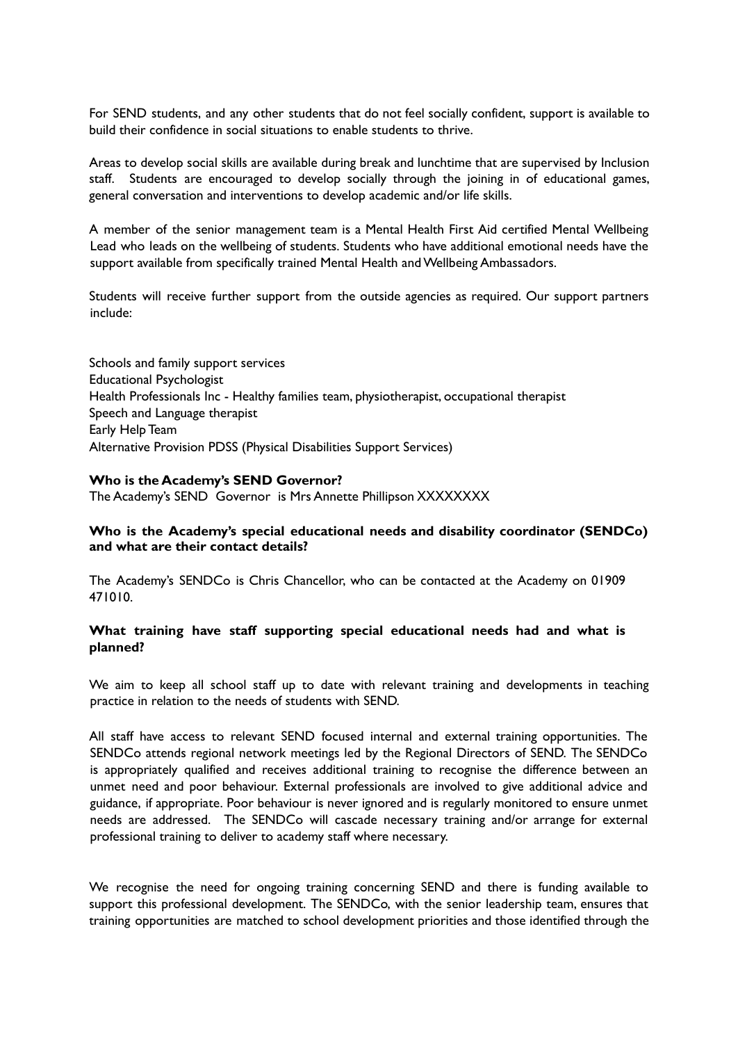For SEND students, and any other students that do not feel socially confident, support is available to build their confidence in social situations to enable students to thrive.

Areas to develop social skills are available during break and lunchtime that are supervised by Inclusion staff. Students are encouraged to develop socially through the joining in of educational games, general conversation and interventions to develop academic and/or life skills.

A member of the senior management team is a Mental Health First Aid certified Mental Wellbeing Lead who leads on the wellbeing of students. Students who have additional emotional needs have the support available from specifically trained Mental Health and Wellbeing Ambassadors.

Students will receive further support from the outside agencies as required. Our support partners include:

Schools and family support services
Educational Psychologist
Health Professionals Inc - Healthy families team, physiotherapist, occupational therapist
Speech and Language therapist
Early Help Team
Alternative Provision PDSS (Physical Disabilities Support Services)

**Who is the Academy's SEND Governor?**

The Academy's SEND Governor is Mrs Annette Phillipson XXXXXXXX

**Who is the Academy's special educational needs and disability coordinator (SENDCo) and what are their contact details?**

The Academy's SENDCo is Chris Chancellor, who can be contacted at the Academy on 01909 471010.

**What training have staff supporting special educational needs had and what is planned?**

We aim to keep all school staff up to date with relevant training and developments in teaching practice in relation to the needs of students with SEND.

All staff have access to relevant SEND focused internal and external training opportunities. The SENDCo attends regional network meetings led by the Regional Directors of SEND. The SENDCo is appropriately qualified and receives additional training to recognise the difference between an unmet need and poor behaviour. External professionals are involved to give additional advice and guidance, if appropriate. Poor behaviour is never ignored and is regularly monitored to ensure unmet needs are addressed. The SENDCo will cascade necessary training and/or arrange for external professional training to deliver to academy staff where necessary.

We recognise the need for ongoing training concerning SEND and there is funding available to support this professional development. The SENDCo, with the senior leadership team, ensures that training opportunities are matched to school development priorities and those identified through the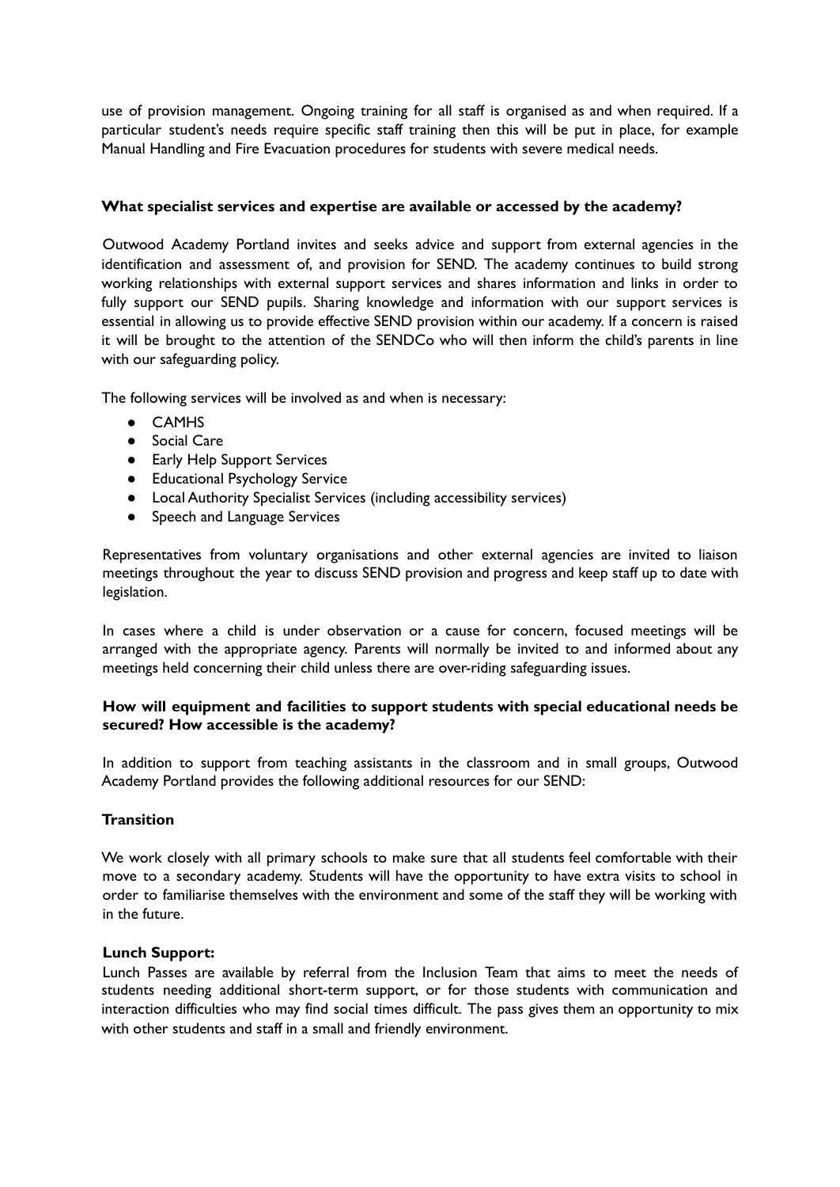use of provision management. Ongoing training for all staff is organised as and when required. If a particular student's needs require specific staff training then this will be put in place, for example Manual Handling and Fire Evacuation procedures for students with severe medical needs.

**What specialist services and expertise are available or accessed by the academy?**

Outwood Academy Portland invites and seeks advice and support from external agencies in the identification and assessment of, and provision for SEND. The academy continues to build strong working relationships with external support services and shares information and links in order to fully support our SEND pupils. Sharing knowledge and information with our support services is essential in allowing us to provide effective SEND provision within our academy. If a concern is raised it will be brought to the attention of the SENDCo who will then inform the child's parents in line with our safeguarding policy.

The following services will be involved as and when is necessary:

- CAMHS
- Social Care
- Early Help Support Services
- Educational Psychology Service
- Local Authority Specialist Services (including accessibility services)
- Speech and Language Services

Representatives from voluntary organisations and other external agencies are invited to liaison meetings throughout the year to discuss SEND provision and progress and keep staff up to date with legislation.

In cases where a child is under observation or a cause for concern, focused meetings will be arranged with the appropriate agency. Parents will normally be invited to and informed about any meetings held concerning their child unless there are over-riding safeguarding issues.

**How will equipment and facilities to support students with special educational needs be secured? How accessible is the academy?**

In addition to support from teaching assistants in the classroom and in small groups, Outwood Academy Portland provides the following additional resources for our SEND:

**Transition**

We work closely with all primary schools to make sure that all students feel comfortable with their move to a secondary academy. Students will have the opportunity to have extra visits to school in order to familiarise themselves with the environment and some of the staff they will be working with in the future.

**Lunch Support:**

Lunch Passes are available by referral from the Inclusion Team that aims to meet the needs of students needing additional short-term support, or for those students with communication and interaction difficulties who may find social times difficult. The pass gives them an opportunity to mix with other students and staff in a small and friendly environment.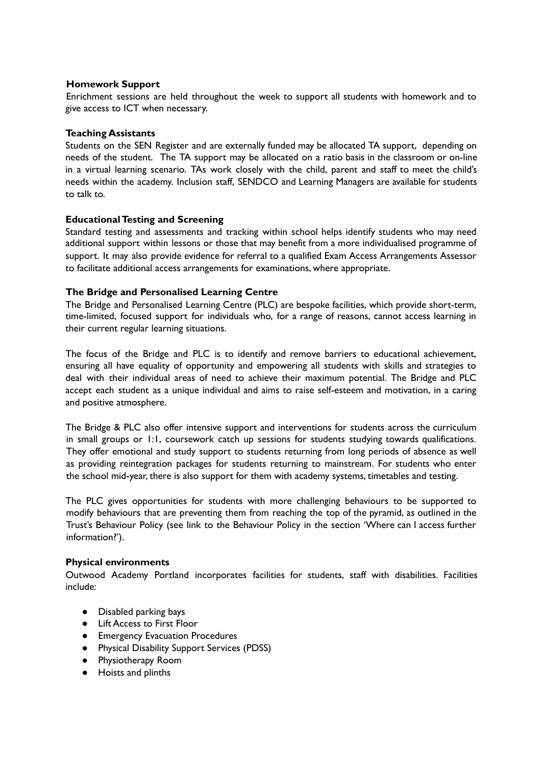**Homework Support**

Enrichment sessions are held throughout the week to support all students with homework and to give access to ICT when necessary.

**Teaching Assistants**

Students on the SEN Register and are externally funded may be allocated TA support, depending on needs of the student. The TA support may be allocated on a ratio basis in the classroom or on-line in a virtual learning scenario. TAs work closely with the child, parent and staff to meet the child's needs within the academy. Inclusion staff, SENDCO and Learning Managers are available for students to talk to.

**Educational Testing and Screening**

Standard testing and assessments and tracking within school helps identify students who may need additional support within lessons or those that may benefit from a more individualised programme of support. It may also provide evidence for referral to a qualified Exam Access Arrangements Assessor to facilitate additional access arrangements for examinations, where appropriate.

**The Bridge and Personalised Learning Centre**

The Bridge and Personalised Learning Centre (PLC) are bespoke facilities, which provide short-term, time-limited, focused support for individuals who, for a range of reasons, cannot access learning in their current regular learning situations.

The focus of the Bridge and PLC is to identify and remove barriers to educational achievement, ensuring all have equality of opportunity and empowering all students with skills and strategies to deal with their individual areas of need to achieve their maximum potential. The Bridge and PLC accept each student as a unique individual and aims to raise self-esteem and motivation, in a caring and positive atmosphere.

The Bridge & PLC also offer intensive support and interventions for students across the curriculum in small groups or 1:1, coursework catch up sessions for students studying towards qualifications. They offer emotional and study support to students returning from long periods of absence as well as providing reintegration packages for students returning to mainstream. For students who enter the school mid-year, there is also support for them with academy systems, timetables and testing.

The PLC gives opportunities for students with more challenging behaviours to be supported to modify behaviours that are preventing them from reaching the top of the pyramid, as outlined in the Trust's Behaviour Policy (see link to the Behaviour Policy in the section 'Where can I access further information?').

**Physical environments**

Outwood Academy Portland incorporates facilities for students, staff with disabilities. Facilities include:

- Disabled parking bays
- Lift Access to First Floor
- Emergency Evacuation Procedures
- Physical Disability Support Services (PDSS)
- Physiotherapy Room
- Hoists and plinths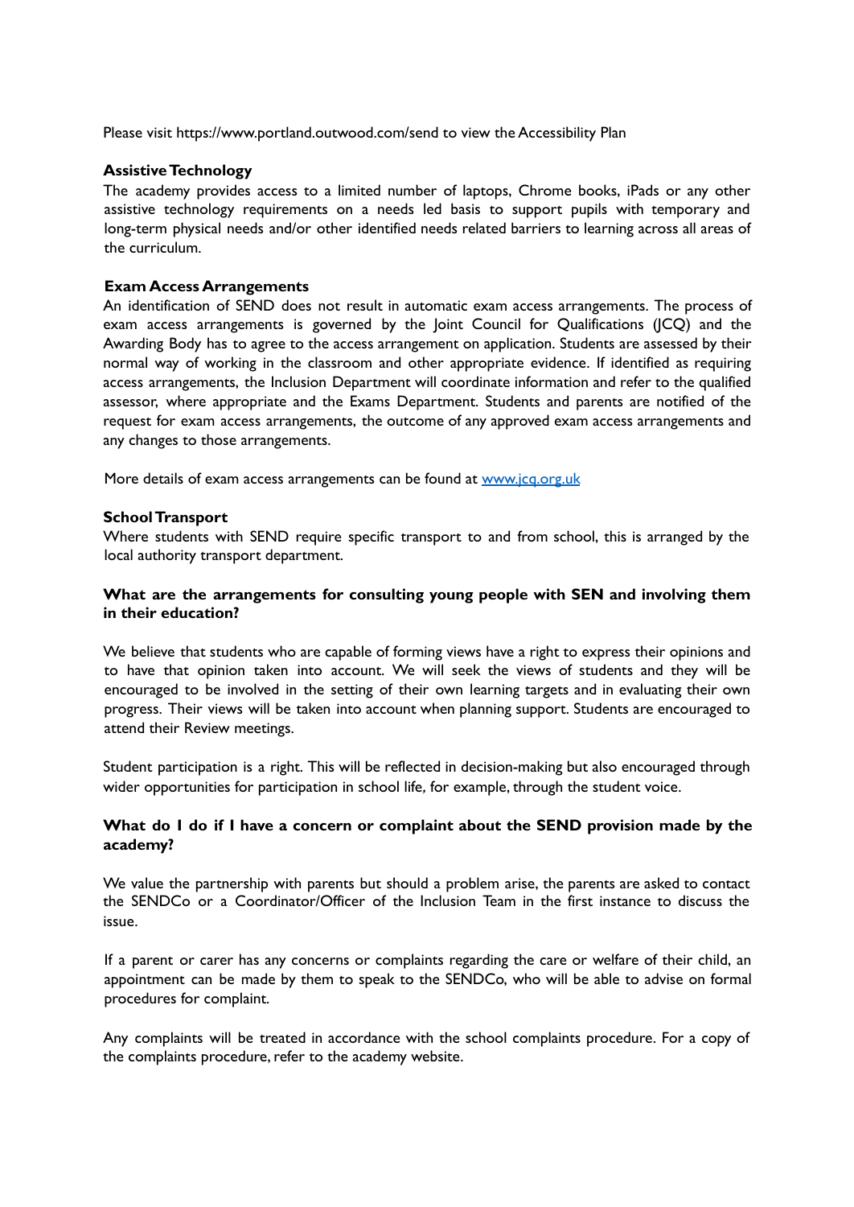Please visit https://www.portland.outwood.com/send to view the Accessibility Plan

**Assistive Technology**

The academy provides access to a limited number of laptops, Chrome books, iPads or any other assistive technology requirements on a needs led basis to support pupils with temporary and long-term physical needs and/or other identified needs related barriers to learning across all areas of the curriculum.

**Exam Access Arrangements**

An identification of SEND does not result in automatic exam access arrangements. The process of exam access arrangements is governed by the Joint Council for Qualifications (JCQ) and the Awarding Body has to agree to the access arrangement on application. Students are assessed by their normal way of working in the classroom and other appropriate evidence. If identified as requiring access arrangements, the Inclusion Department will coordinate information and refer to the qualified assessor, where appropriate and the Exams Department. Students and parents are notified of the request for exam access arrangements, the outcome of any approved exam access arrangements and any changes to those arrangements.

More details of exam access arrangements can be found at [www.jcq.org.uk](http://www.jcq.org.uk)

**School Transport**

Where students with SEND require specific transport to and from school, this is arranged by the local authority transport department.

**What are the arrangements for consulting young people with SEN and involving them in their education?**

We believe that students who are capable of forming views have a right to express their opinions and to have that opinion taken into account. We will seek the views of students and they will be encouraged to be involved in the setting of their own learning targets and in evaluating their own progress. Their views will be taken into account when planning support. Students are encouraged to attend their Review meetings.

Student participation is a right. This will be reflected in decision-making but also encouraged through wider opportunities for participation in school life, for example, through the student voice.

**What do I do if I have a concern or complaint about the SEND provision made by the academy?**

We value the partnership with parents but should a problem arise, the parents are asked to contact the SENDCo or a Coordinator/Officer of the Inclusion Team in the first instance to discuss the issue.

If a parent or carer has any concerns or complaints regarding the care or welfare of their child, an appointment can be made by them to speak to the SENDCo, who will be able to advise on formal procedures for complaint.

Any complaints will be treated in accordance with the school complaints procedure. For a copy of the complaints procedure, refer to the academy website.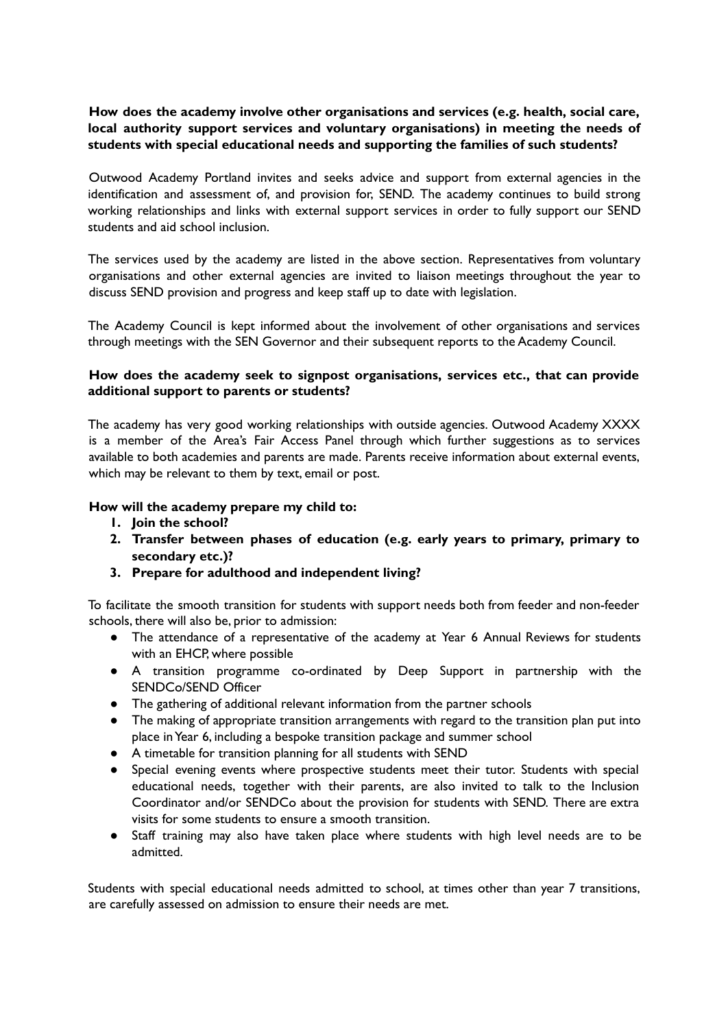**How does the academy involve other organisations and services (e.g. health, social care, local authority support services and voluntary organisations) in meeting the needs of students with special educational needs and supporting the families of such students?**

Outwood Academy Portland invites and seeks advice and support from external agencies in the identification and assessment of, and provision for, SEND. The academy continues to build strong working relationships and links with external support services in order to fully support our SEND students and aid school inclusion.

The services used by the academy are listed in the above section. Representatives from voluntary organisations and other external agencies are invited to liaison meetings throughout the year to discuss SEND provision and progress and keep staff up to date with legislation.

The Academy Council is kept informed about the involvement of other organisations and services through meetings with the SEN Governor and their subsequent reports to the Academy Council.

**How does the academy seek to signpost organisations, services etc., that can provide additional support to parents or students?**

The academy has very good working relationships with outside agencies. Outwood Academy XXXX is a member of the Area's Fair Access Panel through which further suggestions as to services available to both academies and parents are made. Parents receive information about external events, which may be relevant to them by text, email or post.

**How will the academy prepare my child to:**

1. **Join the school?**
2. **Transfer between phases of education (e.g. early years to primary, primary to secondary etc.)?**
3. **Prepare for adulthood and independent living?**

To facilitate the smooth transition for students with support needs both from feeder and non-feeder schools, there will also be, prior to admission:

- The attendance of a representative of the academy at Year 6 Annual Reviews for students with an EHCP, where possible
- A transition programme co-ordinated by Deep Support in partnership with the SENDCo/SEND Officer
- The gathering of additional relevant information from the partner schools
- The making of appropriate transition arrangements with regard to the transition plan put into place in Year 6, including a bespoke transition package and summer school
- A timetable for transition planning for all students with SEND
- Special evening events where prospective students meet their tutor. Students with special educational needs, together with their parents, are also invited to talk to the Inclusion Coordinator and/or SENDCo about the provision for students with SEND. There are extra visits for some students to ensure a smooth transition.
- Staff training may also have taken place where students with high level needs are to be admitted.

Students with special educational needs admitted to school, at times other than year 7 transitions, are carefully assessed on admission to ensure their needs are met.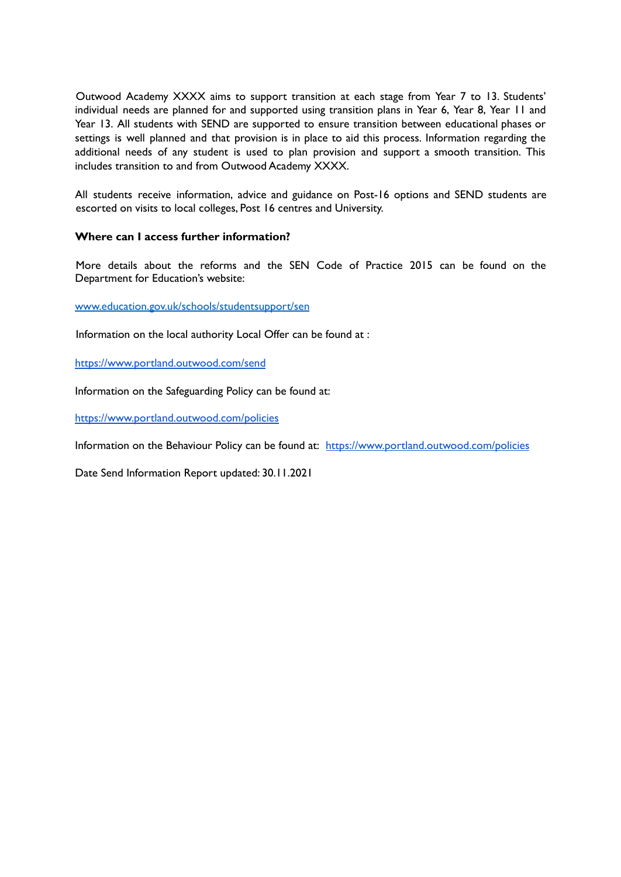Outwood Academy XXXX aims to support transition at each stage from Year 7 to 13. Students' individual needs are planned for and supported using transition plans in Year 6, Year 8, Year 11 and Year 13. All students with SEND are supported to ensure transition between educational phases or settings is well planned and that provision is in place to aid this process. Information regarding the additional needs of any student is used to plan provision and support a smooth transition. This includes transition to and from Outwood Academy XXXX.

All students receive information, advice and guidance on Post-16 options and SEND students are escorted on visits to local colleges, Post 16 centres and University.

**Where can I access further information?**

More details about the reforms and the SEN Code of Practice 2015 can be found on the Department for Education's website:

[www.education.gov.uk/schools/studentsupport/sen](www.education.gov.uk/schools/studentsupport/sen)

Information on the local authority Local Offer can be found at :

[https://www.portland.outwood.com/send](https://www.portland.outwood.com/send)

Information on the Safeguarding Policy can be found at:

[https://www.portland.outwood.com/policies](https://www.portland.outwood.com/policies)

Information on the Behaviour Policy can be found at: [https://www.portland.outwood.com/policies](https://www.portland.outwood.com/policies)

Date Send Information Report updated: 30.11.2021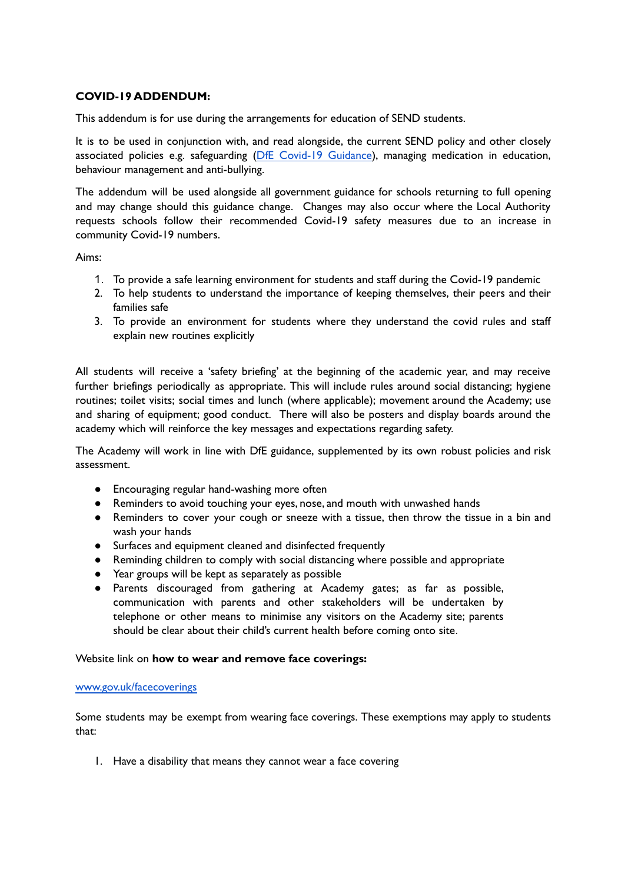**COVID-19 ADDENDUM:**

This addendum is for use during the arrangements for education of SEND students.

It is to be used in conjunction with, and read alongside, the current SEND policy and other closely associated policies e.g. safeguarding (DfE Covid-19 Guidance), managing medication in education, behaviour management and anti-bullying.

The addendum will be used alongside all government guidance for schools returning to full opening and may change should this guidance change. Changes may also occur where the Local Authority requests schools follow their recommended Covid-19 safety measures due to an increase in community Covid-19 numbers.

Aims:

1. To provide a safe learning environment for students and staff during the Covid-19 pandemic
2. To help students to understand the importance of keeping themselves, their peers and their families safe
3. To provide an environment for students where they understand the covid rules and staff explain new routines explicitly

All students will receive a 'safety briefing' at the beginning of the academic year, and may receive further briefings periodically as appropriate. This will include rules around social distancing; hygiene routines; toilet visits; social times and lunch (where applicable); movement around the Academy; use and sharing of equipment; good conduct. There will also be posters and display boards around the academy which will reinforce the key messages and expectations regarding safety.

The Academy will work in line with DfE guidance, supplemented by its own robust policies and risk assessment.

- Encouraging regular hand-washing more often
- Reminders to avoid touching your eyes, nose, and mouth with unwashed hands
- Reminders to cover your cough or sneeze with a tissue, then throw the tissue in a bin and wash your hands
- Surfaces and equipment cleaned and disinfected frequently
- Reminding children to comply with social distancing where possible and appropriate
- Year groups will be kept as separately as possible
- Parents discouraged from gathering at Academy gates; as far as possible, communication with parents and other stakeholders will be undertaken by telephone or other means to minimise any visitors on the Academy site; parents should be clear about their child's current health before coming onto site.

Website link on **how to wear and remove face coverings:**

www.gov.uk/facecoverings

Some students may be exempt from wearing face coverings. These exemptions may apply to students that:

1. Have a disability that means they cannot wear a face covering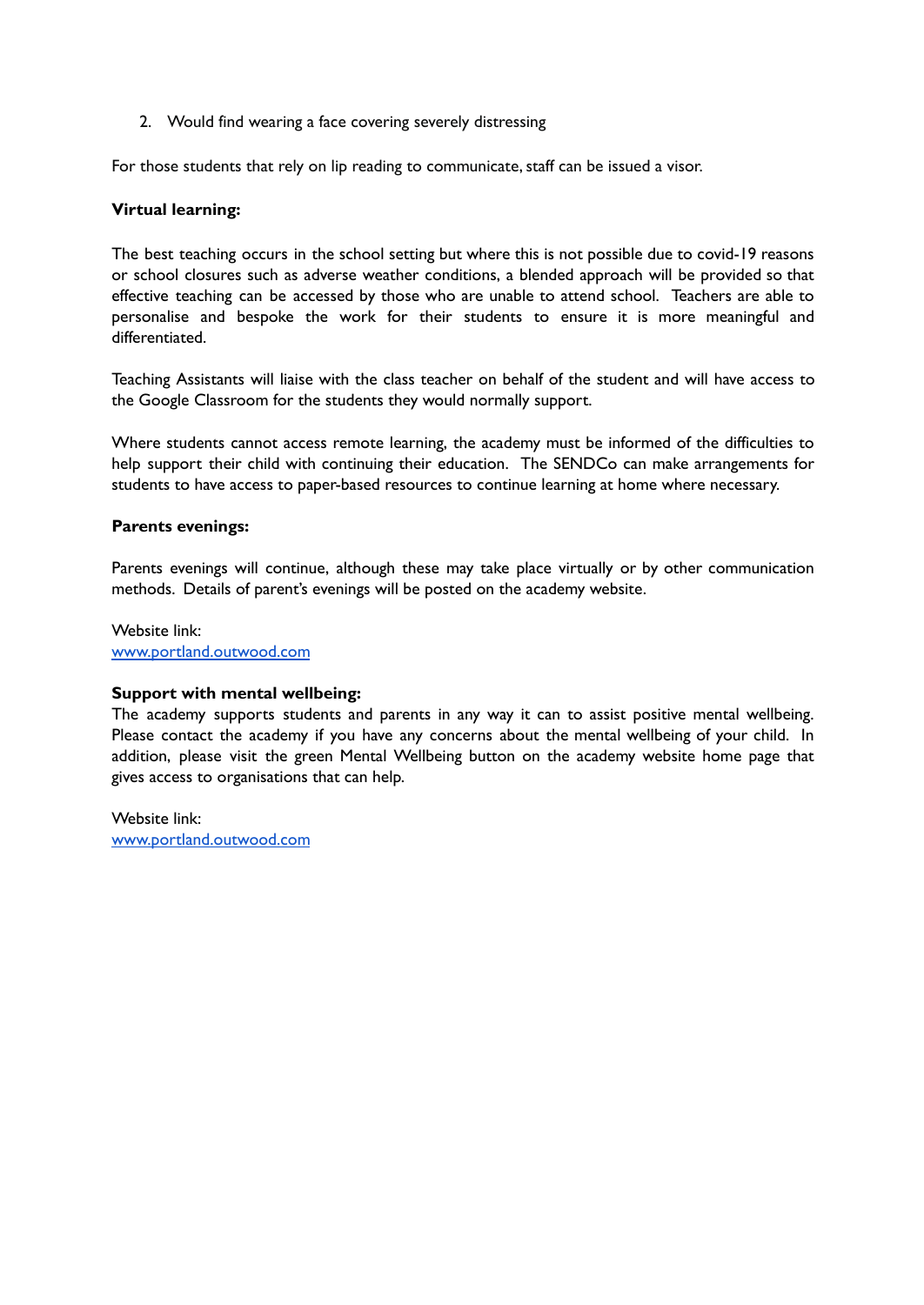2. Would find wearing a face covering severely distressing

For those students that rely on lip reading to communicate, staff can be issued a visor.

**Virtual learning:**

The best teaching occurs in the school setting but where this is not possible due to covid-19 reasons or school closures such as adverse weather conditions, a blended approach will be provided so that effective teaching can be accessed by those who are unable to attend school. Teachers are able to personalise and bespoke the work for their students to ensure it is more meaningful and differentiated.

Teaching Assistants will liaise with the class teacher on behalf of the student and will have access to the Google Classroom for the students they would normally support.

Where students cannot access remote learning, the academy must be informed of the difficulties to help support their child with continuing their education. The SENDCo can make arrangements for students to have access to paper-based resources to continue learning at home where necessary.

**Parents evenings:**

Parents evenings will continue, although these may take place virtually or by other communication methods. Details of parent's evenings will be posted on the academy website.

Website link:
[www.portland.outwood.com](www.portland.outwood.com)

**Support with mental wellbeing:**
The academy supports students and parents in any way it can to assist positive mental wellbeing. Please contact the academy if you have any concerns about the mental wellbeing of your child. In addition, please visit the green Mental Wellbeing button on the academy website home page that gives access to organisations that can help.

Website link:
[www.portland.outwood.com](www.portland.outwood.com)